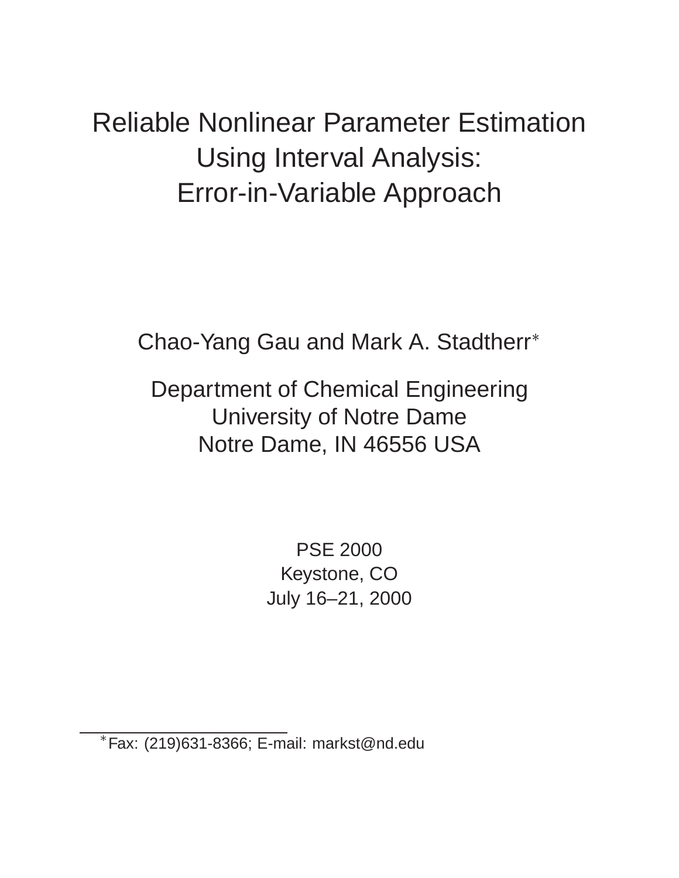# Reliable Nonlinear Parameter Estimation Using Interval Analysis: Error-in-Variable Approach

Chao-Yang Gau and Mark A. Stadtherr*

Department of Chemical Engineering
University of Notre Dame
Notre Dame, IN 46556 USA

PSE 2000
Keystone, CO
July 16–21, 2000

*Fax: (219)631-8366; E-mail: markst@nd.edu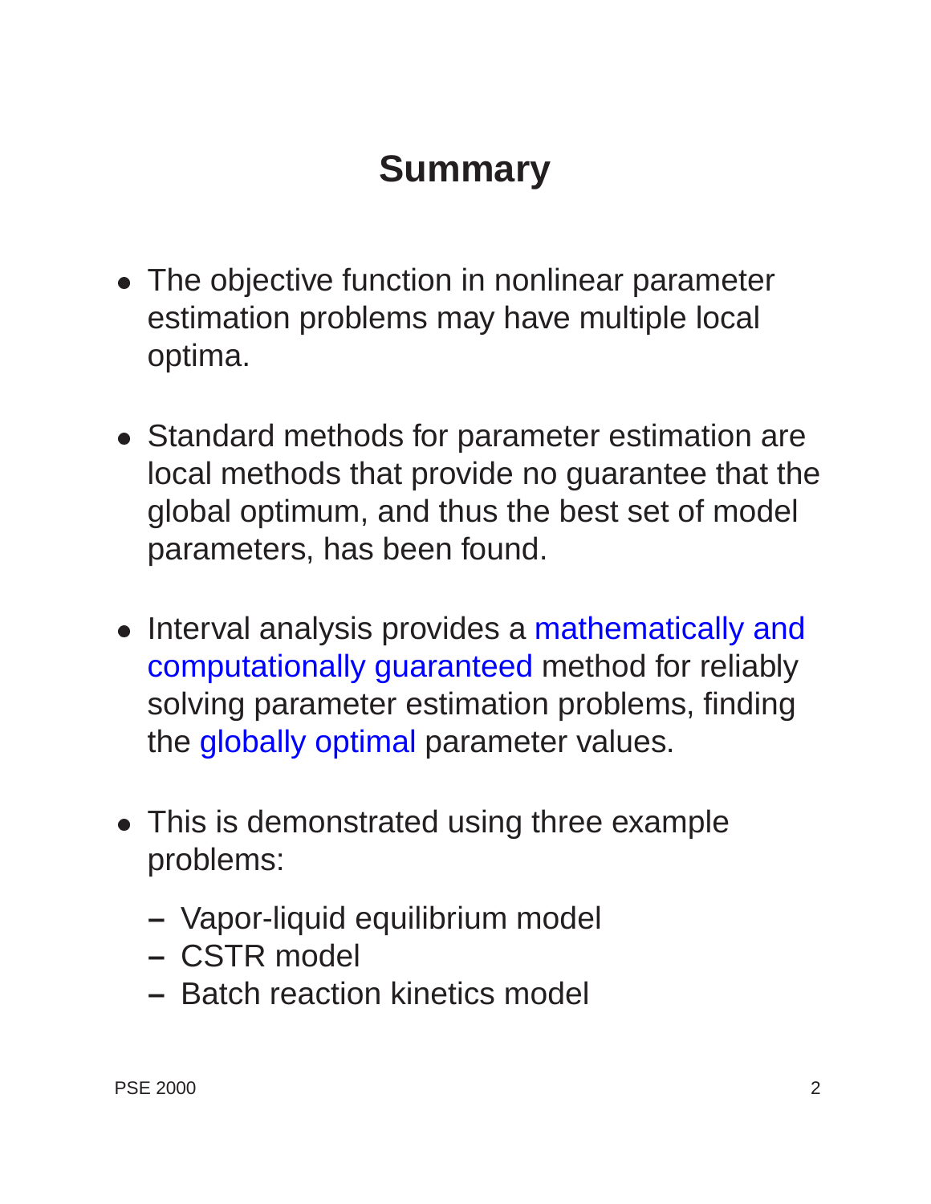# Summary

- The objective function in nonlinear parameter estimation problems may have multiple local optima.
- Standard methods for parameter estimation are local methods that provide no guarantee that the global optimum, and thus the best set of model parameters, has been found.
- Interval analysis provides a mathematically and computationally guaranteed method for reliably solving parameter estimation problems, finding the globally optimal parameter values.
- This is demonstrated using three example problems:
  - Vapor-liquid equilibrium model
  - CSTR model
  - Batch reaction kinetics model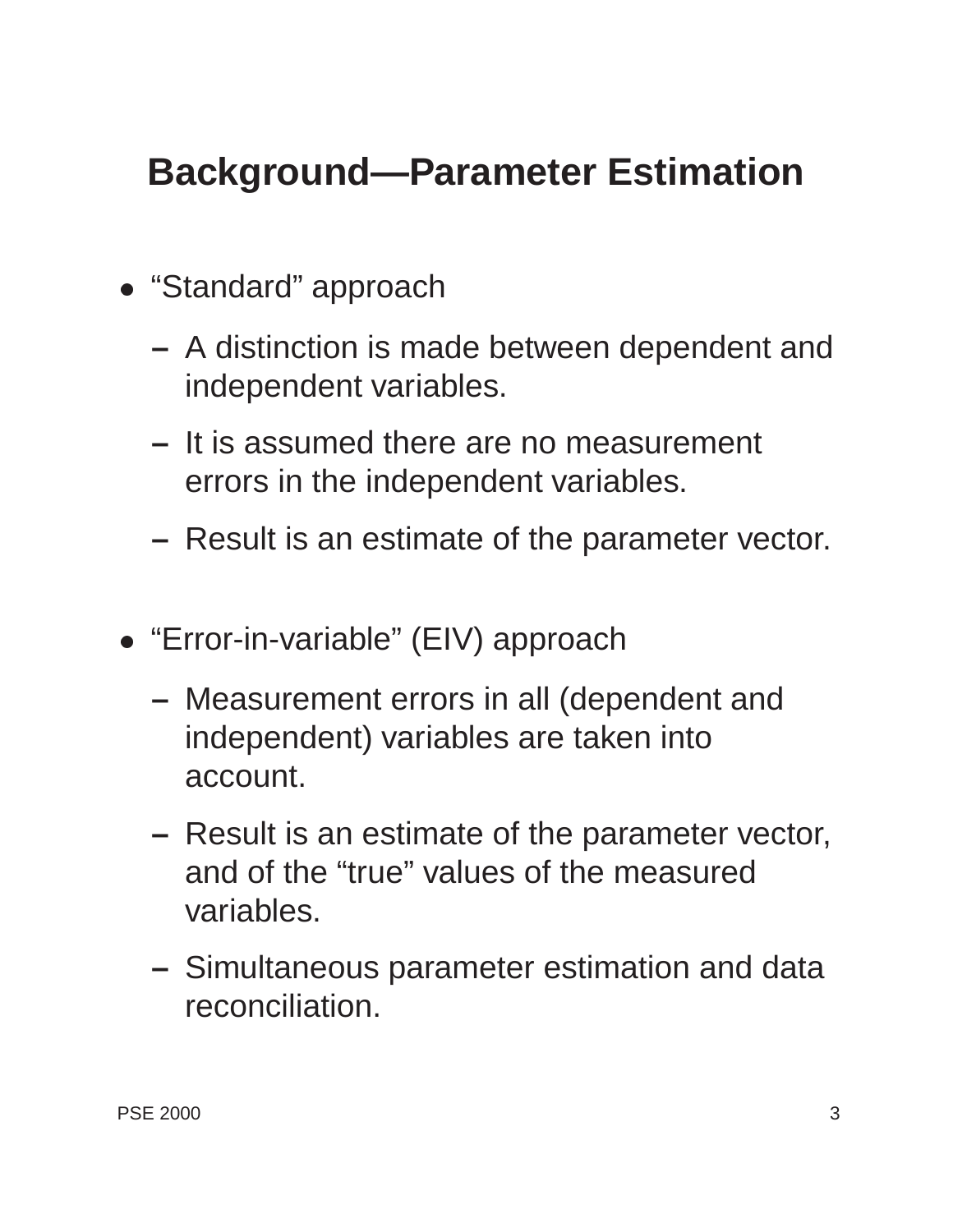# Background—Parameter Estimation

- “Standard” approach
  - A distinction is made between dependent and independent variables.
  - It is assumed there are no measurement errors in the independent variables.
  - Result is an estimate of the parameter vector.

- “Error-in-variable” (EIV) approach
  - Measurement errors in all (dependent and independent) variables are taken into account.
  - Result is an estimate of the parameter vector, and of the “true” values of the measured variables.
  - Simultaneous parameter estimation and data reconciliation.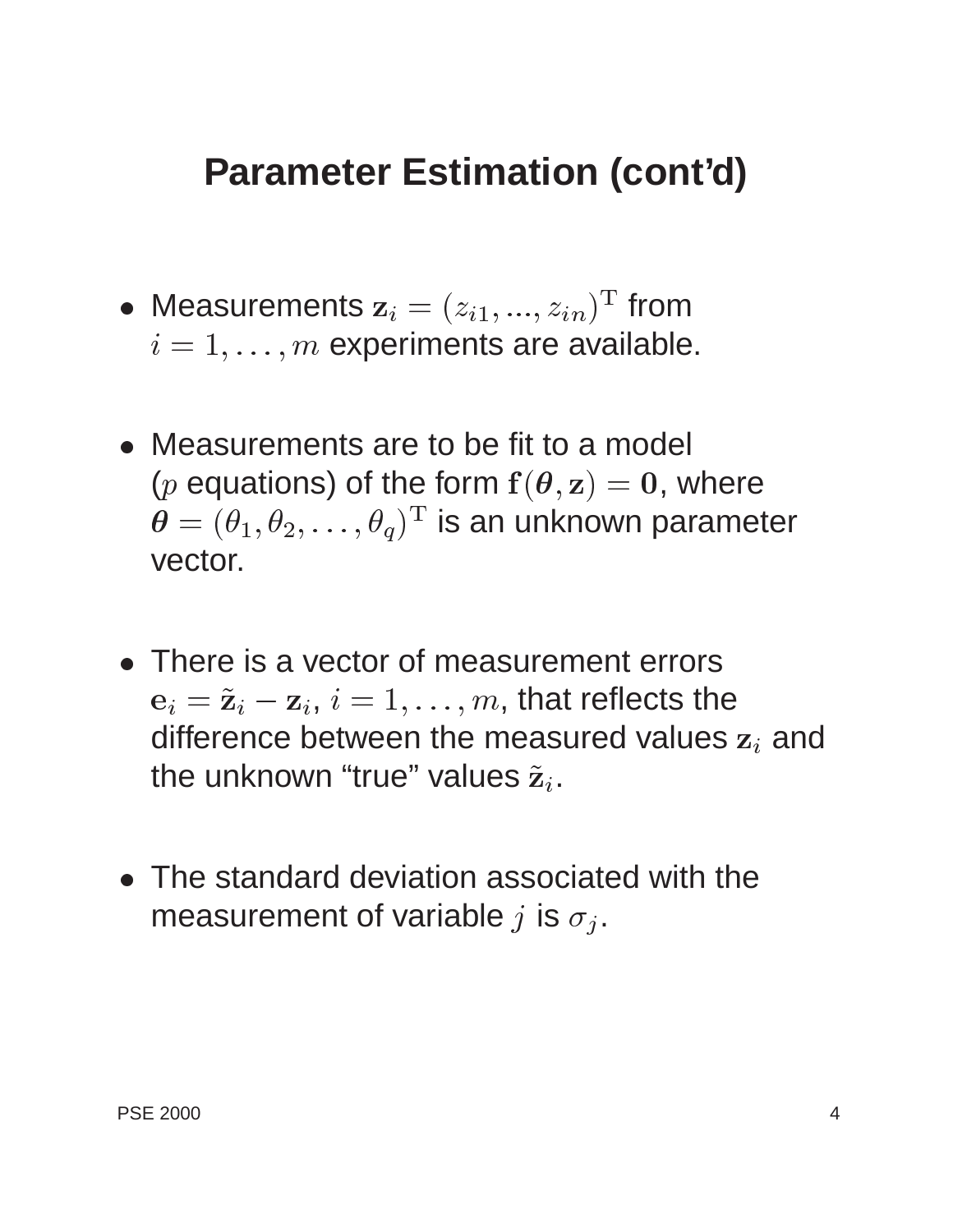# Parameter Estimation (cont'd)

- Measurements $\mathbf{z}_i = (z_{i1}, ..., z_{in})^{\mathrm{T}}$ from $i = 1, \ldots, m$ experiments are available.

- Measurements are to be fit to a model ($p$ equations) of the form $\mathbf{f}(\boldsymbol{\theta}, \mathbf{z}) = \mathbf{0}$, where $\boldsymbol{\theta} = (\theta_1, \theta_2, \ldots, \theta_q)^{\mathrm{T}}$ is an unknown parameter vector.

- There is a vector of measurement errors $\mathbf{e}_i = \tilde{\mathbf{z}}_i - \mathbf{z}_i$, $i = 1, \ldots, m$, that reflects the difference between the measured values $\mathbf{z}_i$ and the unknown "true" values $\tilde{\mathbf{z}}_i$.

- The standard deviation associated with the measurement of variable $j$ is $\sigma_j$.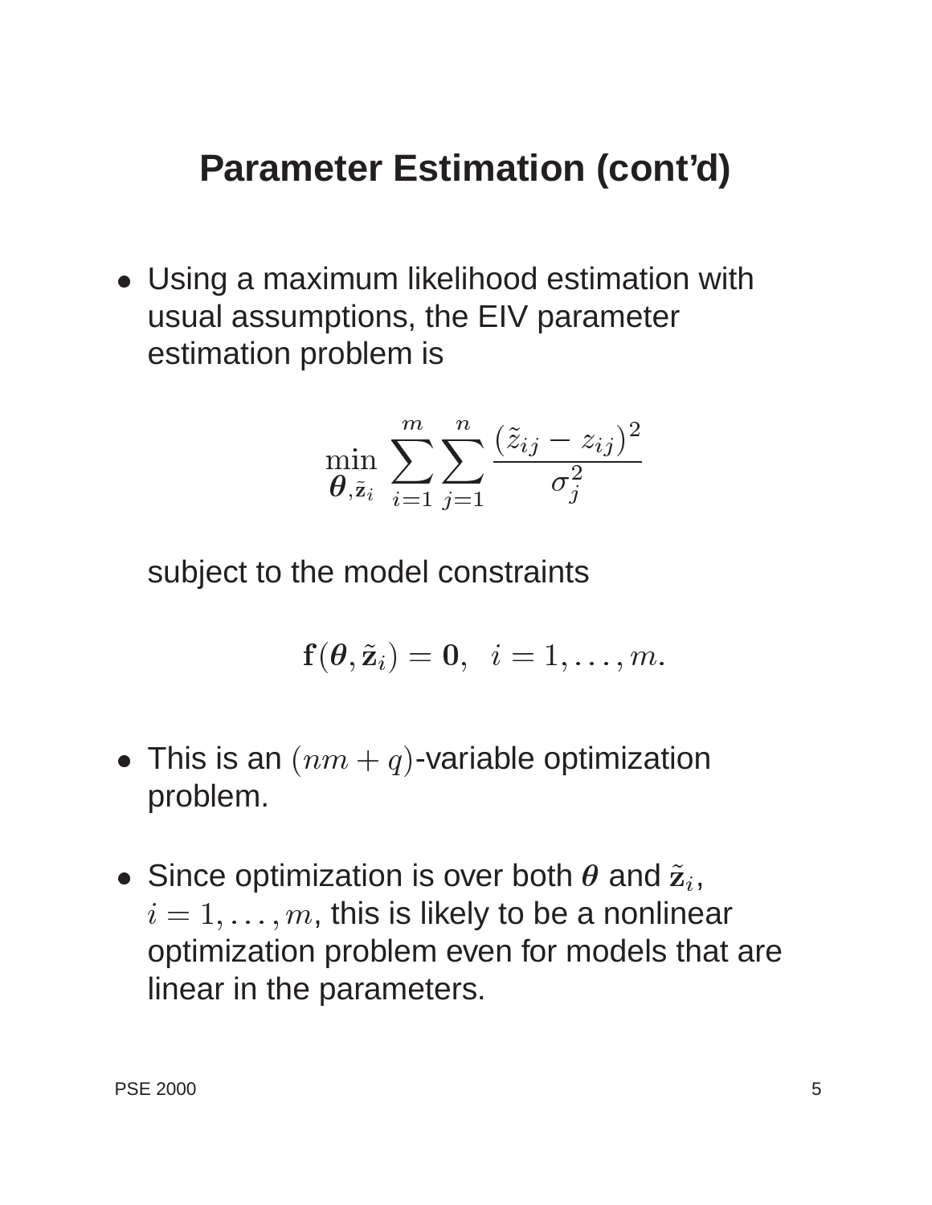# Parameter Estimation (cont'd)

- Using a maximum likelihood estimation with usual assumptions, the EIV parameter estimation problem is

$$\min_{\boldsymbol{\theta}, \tilde{\mathbf{z}}_i} \sum_{i=1}^{m} \sum_{j=1}^{n} \frac{(\tilde{z}_{ij} - z_{ij})^2}{\sigma_j^2}$$

  subject to the model constraints

$$\mathbf{f}(\boldsymbol{\theta}, \tilde{\mathbf{z}}_i) = \mathbf{0}, \ \ i = 1, \ldots, m.$$

- This is an $(nm + q)$-variable optimization problem.

- Since optimization is over both $\boldsymbol{\theta}$ and $\tilde{\mathbf{z}}_i$, $i = 1, \ldots, m$, this is likely to be a nonlinear optimization problem even for models that are linear in the parameters.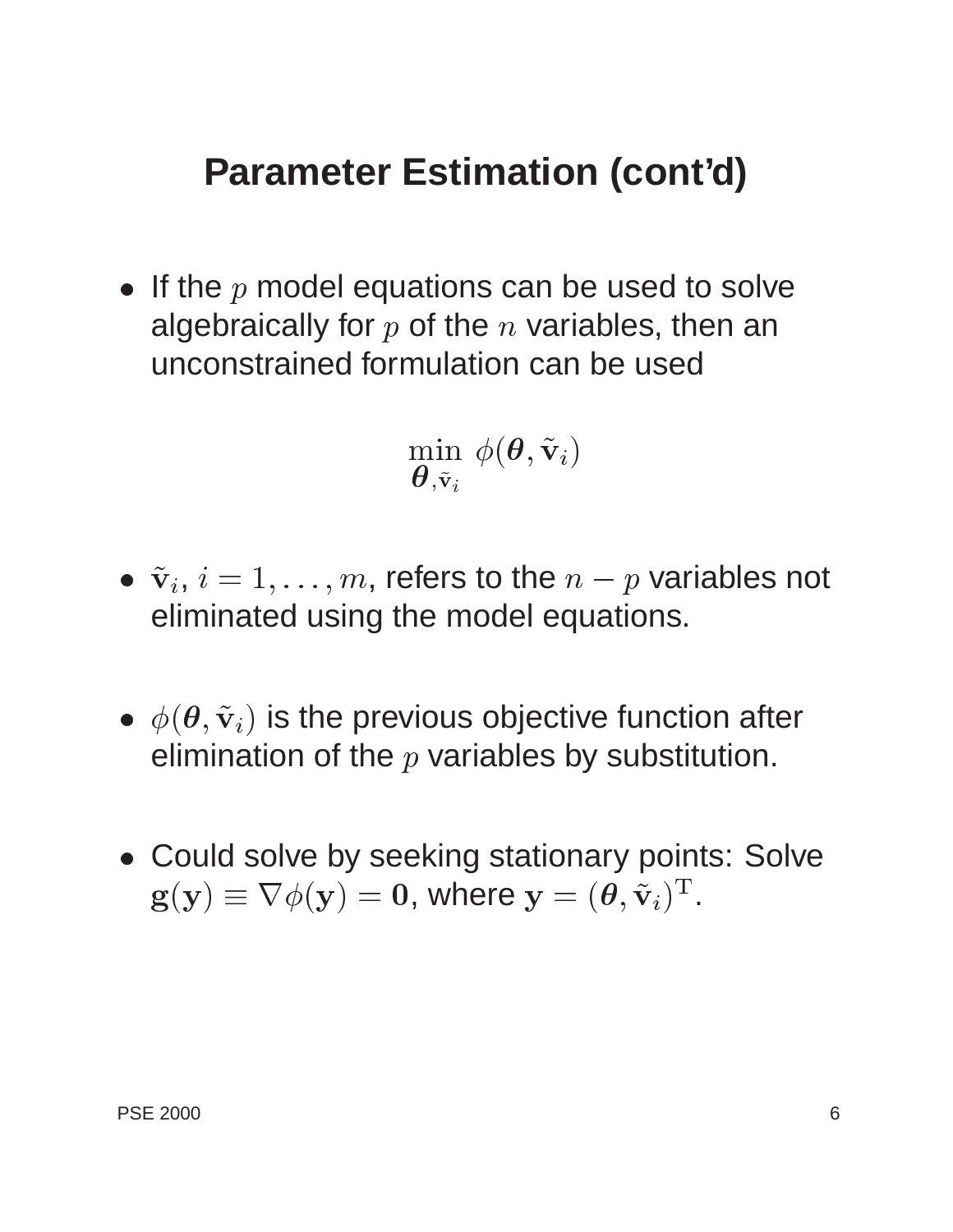## Parameter Estimation (cont'd)

- If the $p$ model equations can be used to solve algebraically for $p$ of the $n$ variables, then an unconstrained formulation can be used

$$\min_{\boldsymbol{\theta}, \tilde{\mathbf{v}}_i} \ \phi(\boldsymbol{\theta}, \tilde{\mathbf{v}}_i)$$

- $\tilde{\mathbf{v}}_i$, $i = 1, \ldots, m$, refers to the $n - p$ variables not eliminated using the model equations.

- $\phi(\boldsymbol{\theta}, \tilde{\mathbf{v}}_i)$ is the previous objective function after elimination of the $p$ variables by substitution.

- Could solve by seeking stationary points: Solve $\mathbf{g}(\mathbf{y}) \equiv \nabla \phi(\mathbf{y}) = \mathbf{0}$, where $\mathbf{y} = (\boldsymbol{\theta}, \tilde{\mathbf{v}}_i)^{\mathrm{T}}$.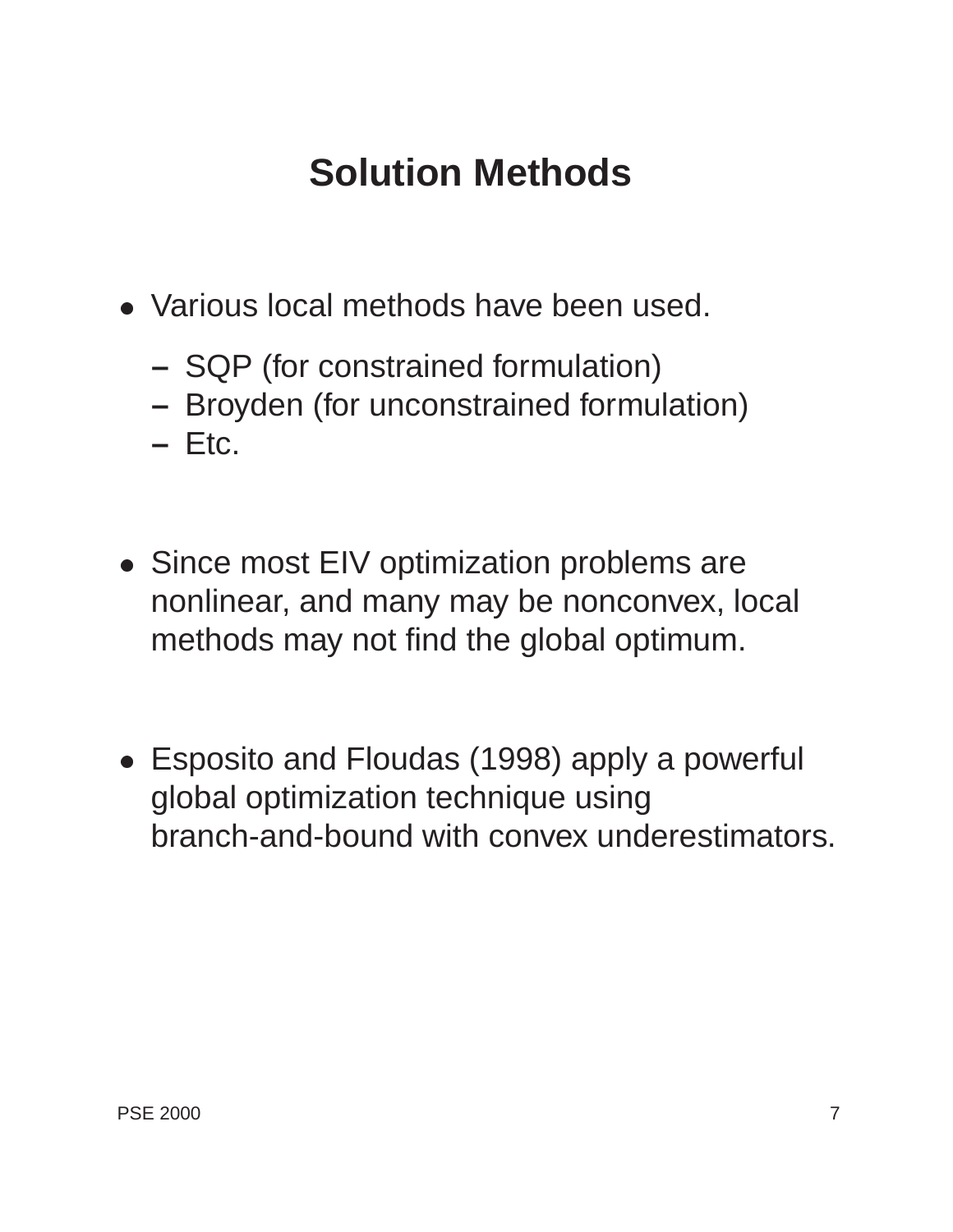# Solution Methods

- Various local methods have been used.
  - SQP (for constrained formulation)
  - Broyden (for unconstrained formulation)
  - Etc.

- Since most EIV optimization problems are nonlinear, and many may be nonconvex, local methods may not find the global optimum.

- Esposito and Floudas (1998) apply a powerful global optimization technique using branch-and-bound with convex underestimators.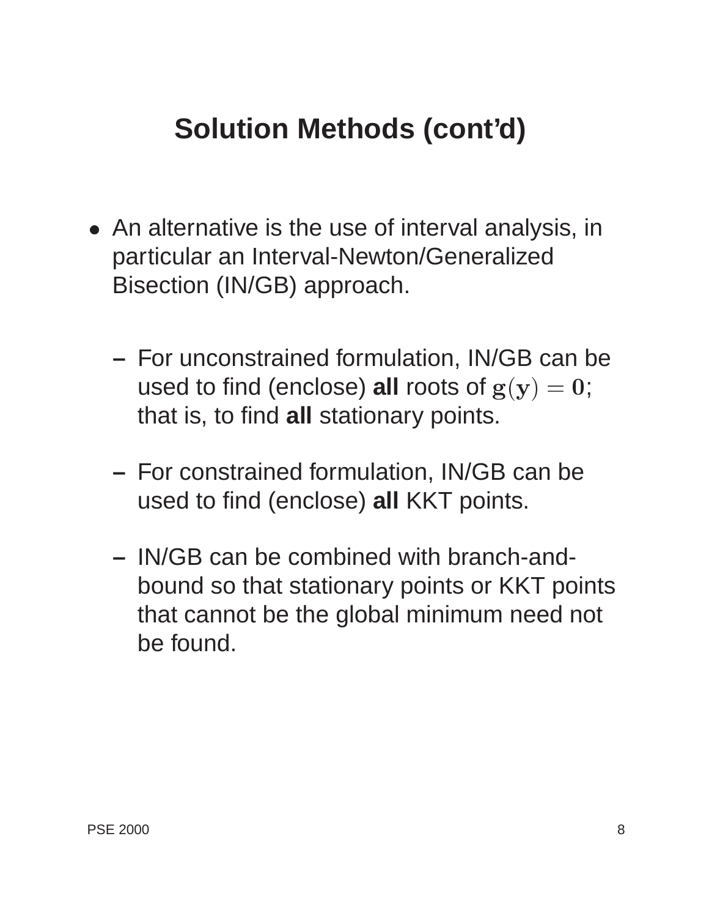# Solution Methods (cont'd)

- An alternative is the use of interval analysis, in particular an Interval-Newton/Generalized Bisection (IN/GB) approach.
  - For unconstrained formulation, IN/GB can be used to find (enclose) **all** roots of $\mathbf{g}(\mathbf{y}) = \mathbf{0}$; that is, to find **all** stationary points.
  - For constrained formulation, IN/GB can be used to find (enclose) **all** KKT points.
  - IN/GB can be combined with branch-and-bound so that stationary points or KKT points that cannot be the global minimum need not be found.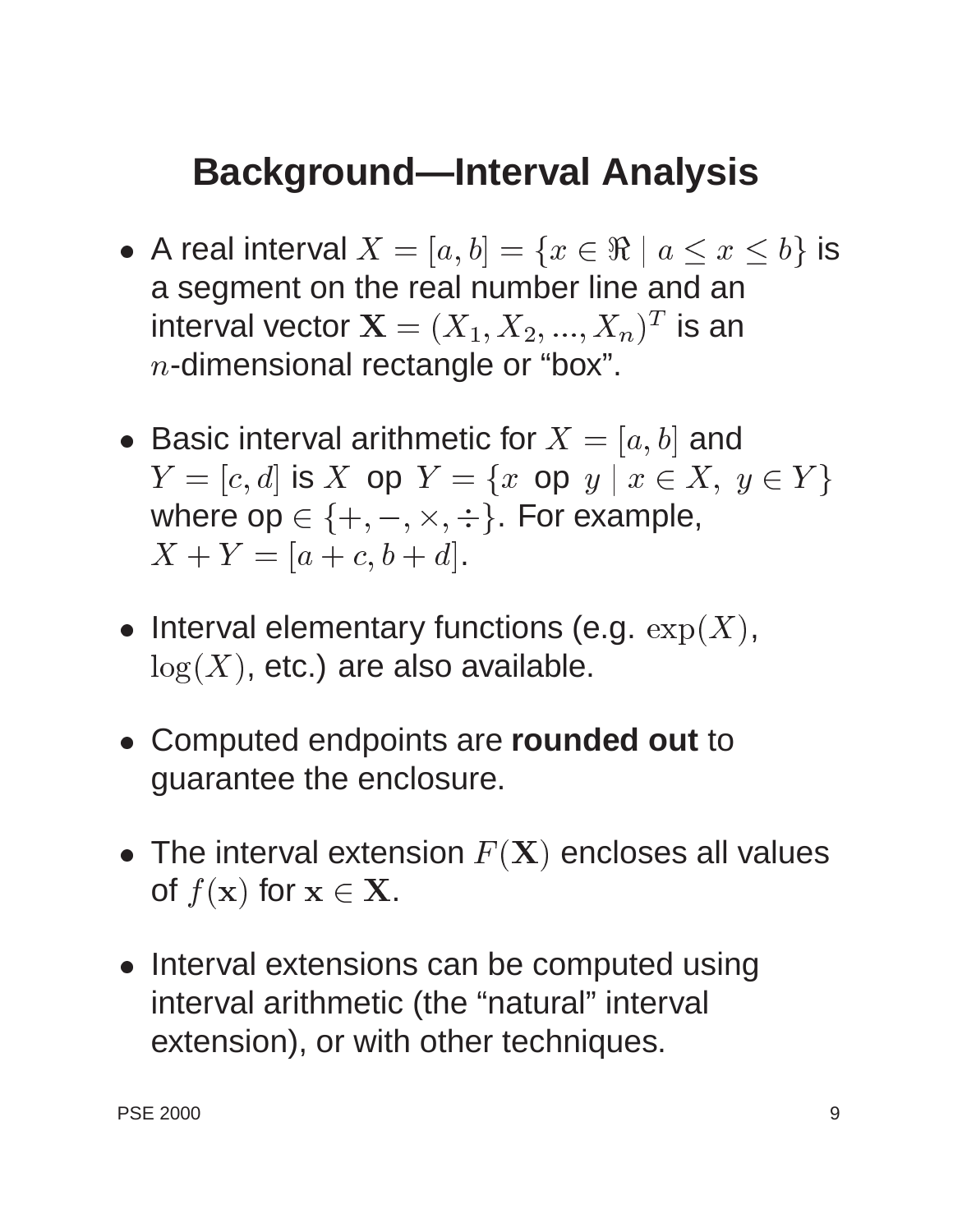# Background—Interval Analysis

- A real interval $X = [a, b] = \{x \in \Re \mid a \leq x \leq b\}$ is a segment on the real number line and an interval vector $\mathbf{X} = (X_1, X_2, ..., X_n)^T$ is an $n$-dimensional rectangle or "box".

- Basic interval arithmetic for $X = [a, b]$ and $Y = [c, d]$ is $X$ op $Y = \{x \text{ op } y \mid x \in X,\ y \in Y\}$ where op $\in \{+, -, \times, \div\}$. For example, $X + Y = [a + c, b + d]$.

- Interval elementary functions (e.g. $\exp(X)$, $\log(X)$, etc.) are also available.

- Computed endpoints are **rounded out** to guarantee the enclosure.

- The interval extension $F(\mathbf{X})$ encloses all values of $f(\mathbf{x})$ for $\mathbf{x} \in \mathbf{X}$.

- Interval extensions can be computed using interval arithmetic (the "natural" interval extension), or with other techniques.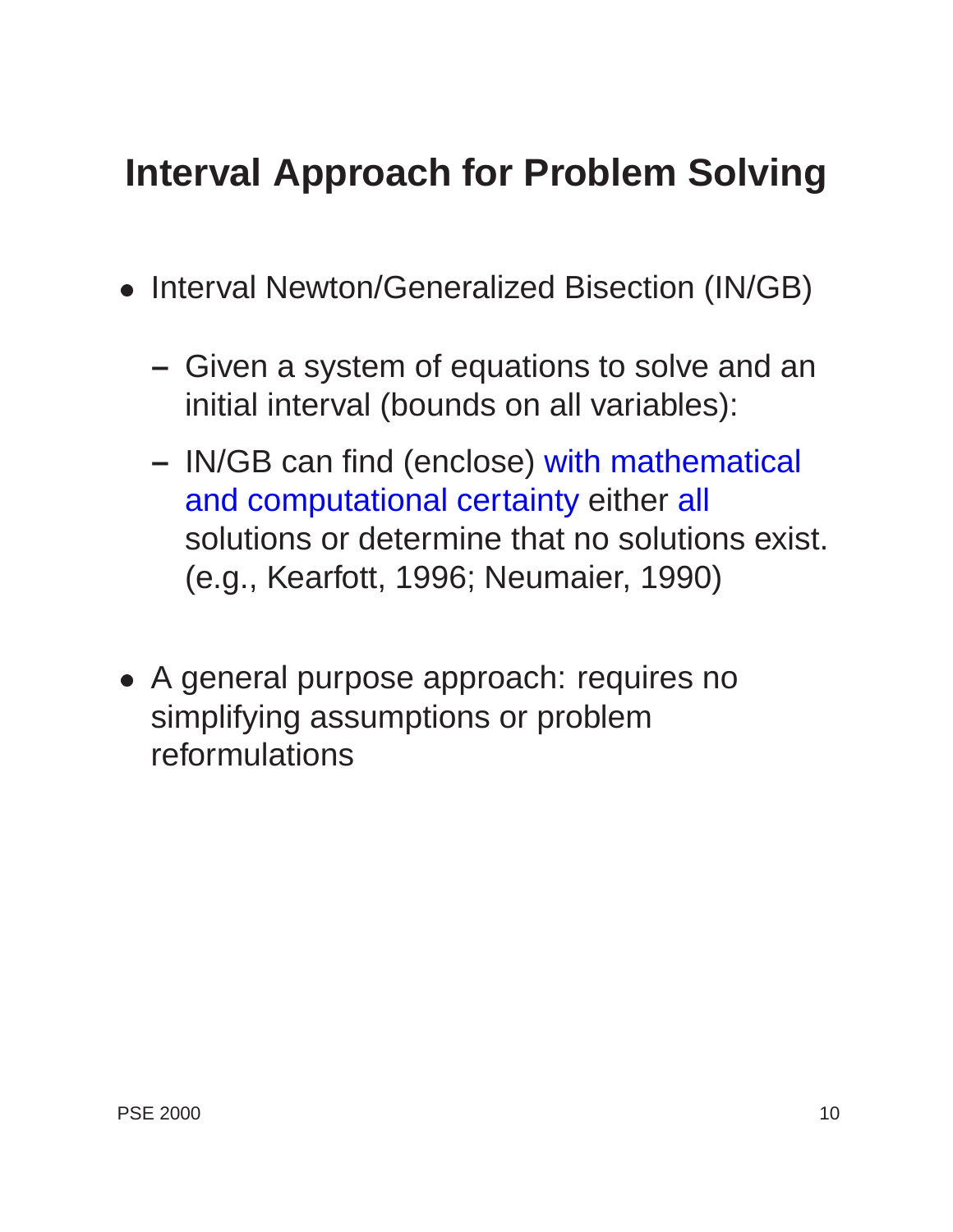# Interval Approach for Problem Solving

- Interval Newton/Generalized Bisection (IN/GB)
  - Given a system of equations to solve and an initial interval (bounds on all variables):
  - IN/GB can find (enclose) with mathematical and computational certainty either all solutions or determine that no solutions exist. (e.g., Kearfott, 1996; Neumaier, 1990)
- A general purpose approach: requires no simplifying assumptions or problem reformulations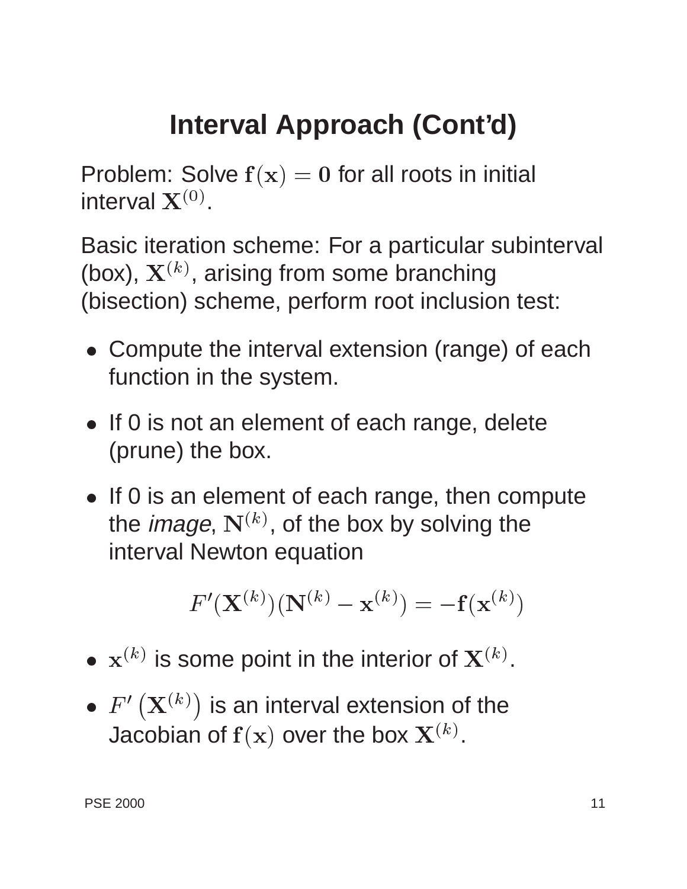# Interval Approach (Cont'd)

Problem: Solve $\mathbf{f}(\mathbf{x}) = \mathbf{0}$ for all roots in initial interval $\mathbf{X}^{(0)}$.

Basic iteration scheme: For a particular subinterval (box), $\mathbf{X}^{(k)}$, arising from some branching (bisection) scheme, perform root inclusion test:

- Compute the interval extension (range) of each function in the system.
- If 0 is not an element of each range, delete (prune) the box.
- If 0 is an element of each range, then compute the *image*, $\mathbf{N}^{(k)}$, of the box by solving the interval Newton equation

$$F'(\mathbf{X}^{(k)})(\mathbf{N}^{(k)} - \mathbf{x}^{(k)}) = -\mathbf{f}(\mathbf{x}^{(k)})$$

- $\mathbf{x}^{(k)}$ is some point in the interior of $\mathbf{X}^{(k)}$.
- $F'\left(\mathbf{X}^{(k)}\right)$ is an interval extension of the Jacobian of $\mathbf{f}(\mathbf{x})$ over the box $\mathbf{X}^{(k)}$.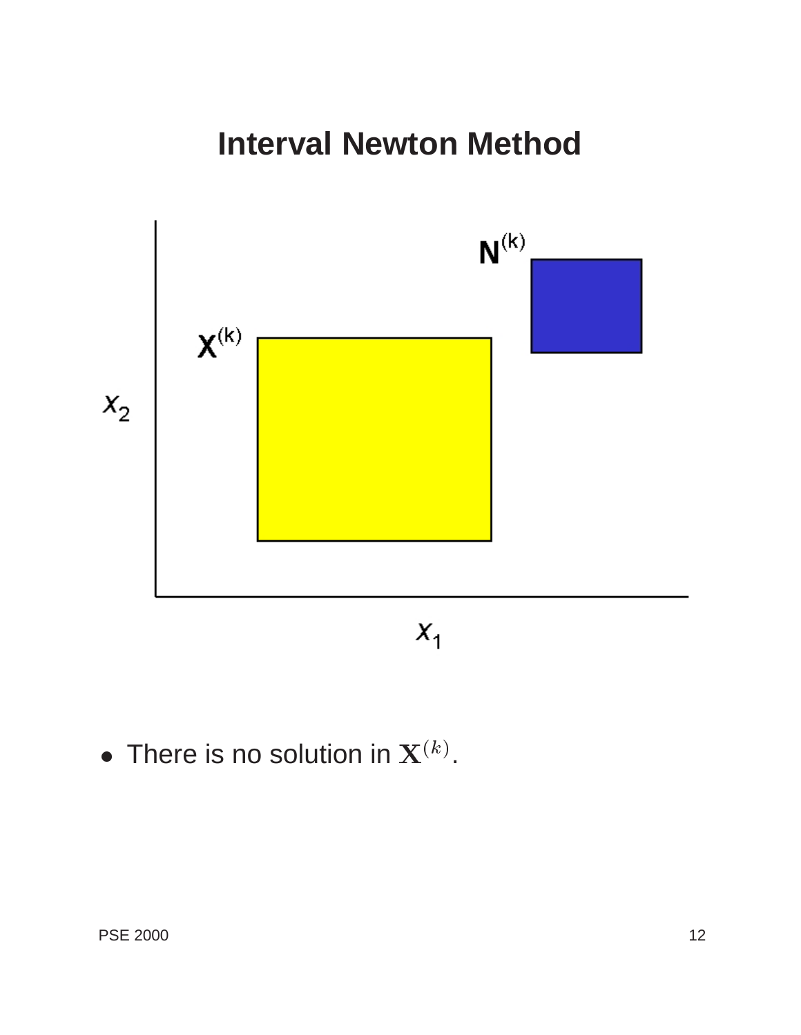# Interval Newton Method

- There is no solution in $\mathbf{X}^{(k)}$.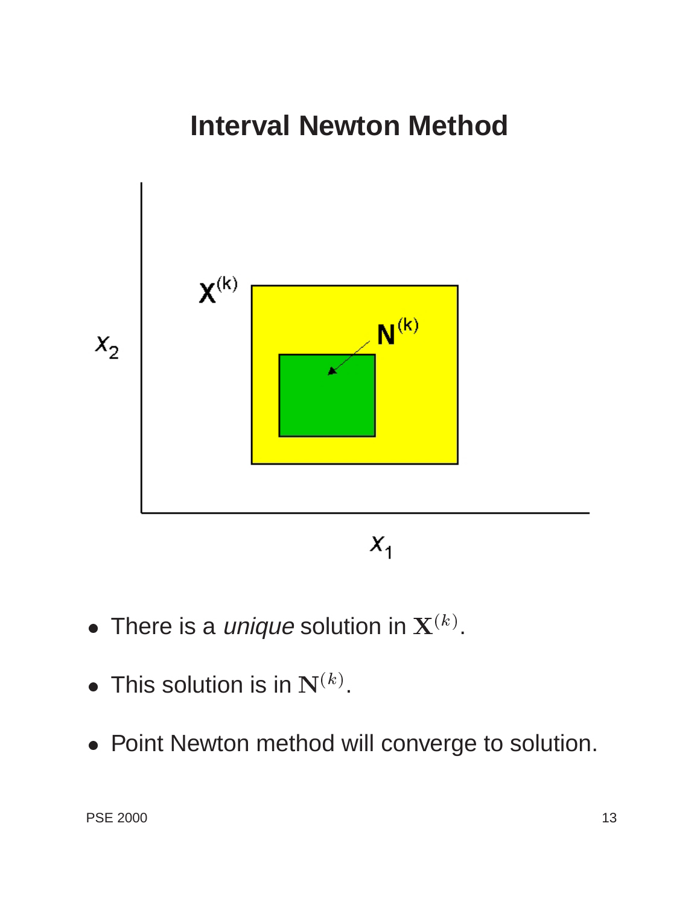# Interval Newton Method

- There is a *unique* solution in $\mathbf{X}^{(k)}$.
- This solution is in $\mathbf{N}^{(k)}$.
- Point Newton method will converge to solution.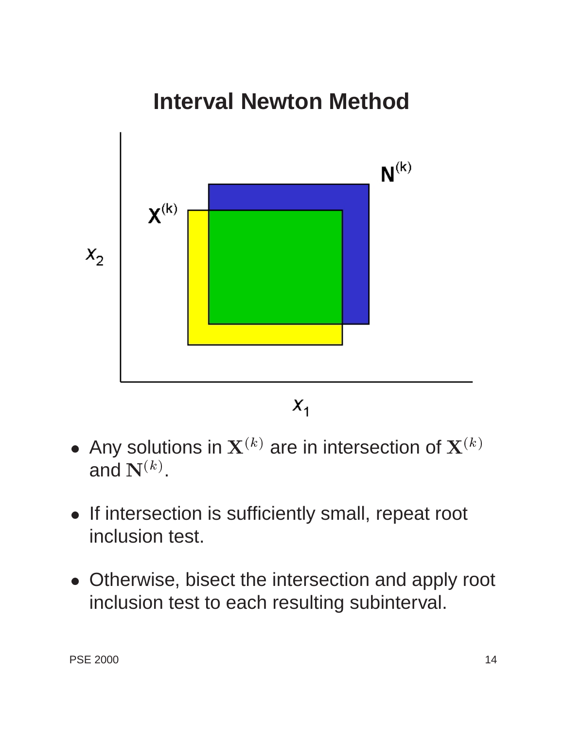# Interval Newton Method

- Any solutions in $\mathbf{X}^{(k)}$ are in intersection of $\mathbf{X}^{(k)}$ and $\mathbf{N}^{(k)}$.
- If intersection is sufficiently small, repeat root inclusion test.
- Otherwise, bisect the intersection and apply root inclusion test to each resulting subinterval.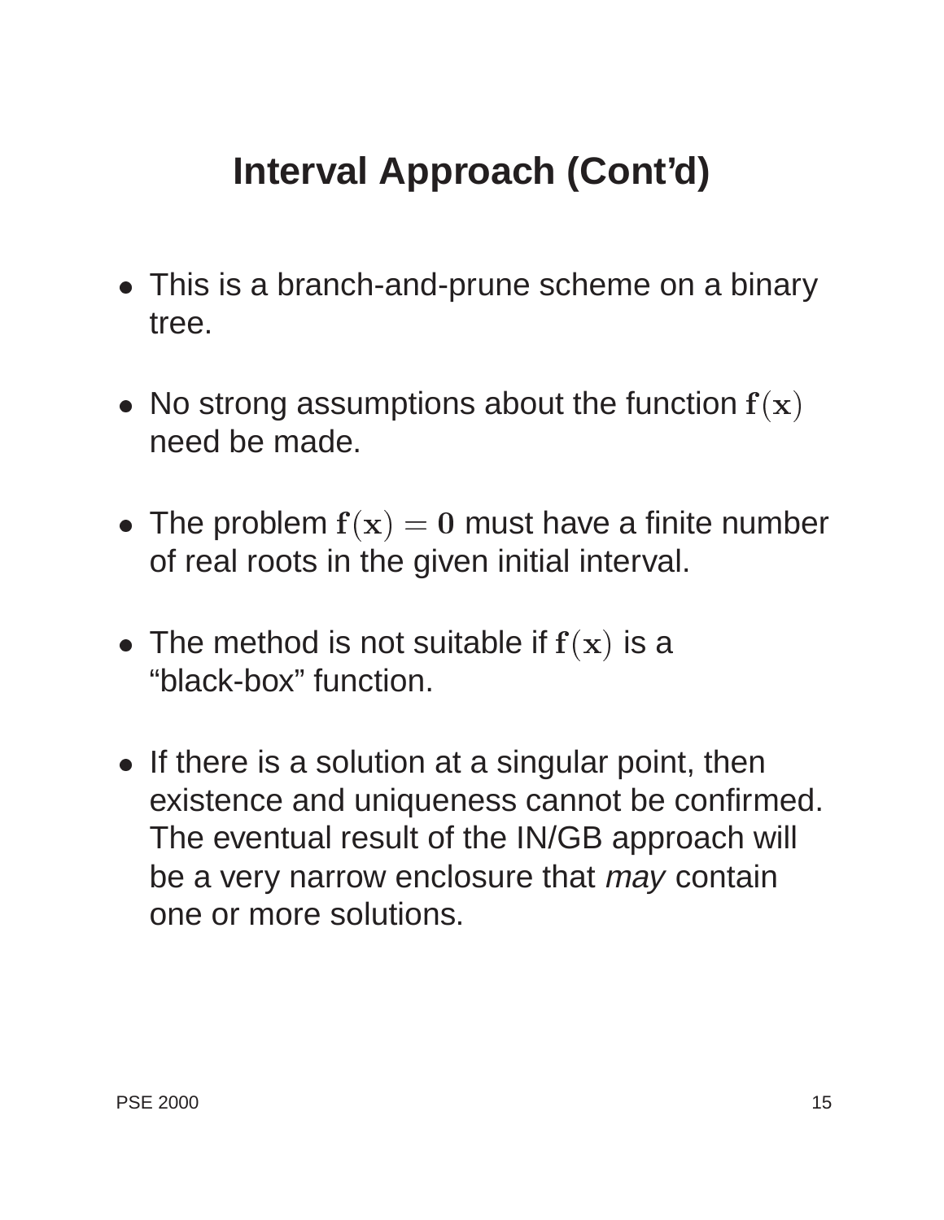# Interval Approach (Cont'd)

- This is a branch-and-prune scheme on a binary tree.
- No strong assumptions about the function $\mathbf{f}(\mathbf{x})$ need be made.
- The problem $\mathbf{f}(\mathbf{x}) = \mathbf{0}$ must have a finite number of real roots in the given initial interval.
- The method is not suitable if $\mathbf{f}(\mathbf{x})$ is a "black-box" function.
- If there is a solution at a singular point, then existence and uniqueness cannot be confirmed. The eventual result of the IN/GB approach will be a very narrow enclosure that *may* contain one or more solutions.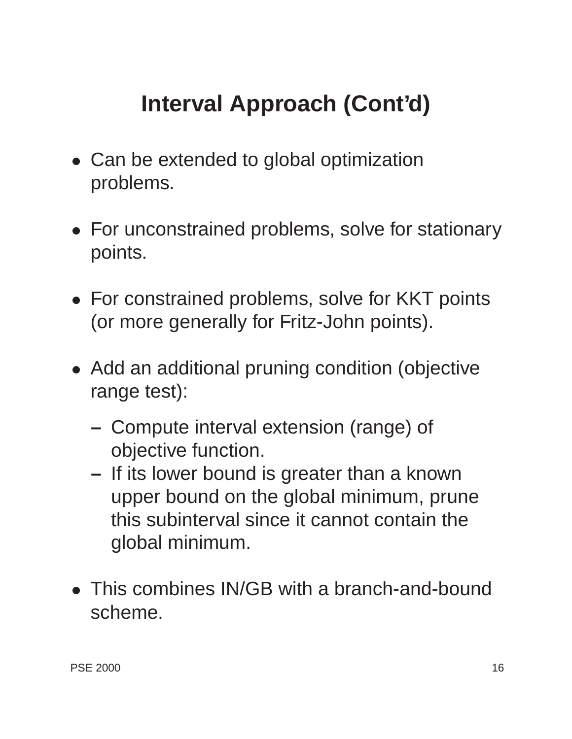# Interval Approach (Cont'd)

- Can be extended to global optimization problems.

- For unconstrained problems, solve for stationary points.

- For constrained problems, solve for KKT points (or more generally for Fritz-John points).

- Add an additional pruning condition (objective range test):
  - Compute interval extension (range) of objective function.
  - If its lower bound is greater than a known upper bound on the global minimum, prune this subinterval since it cannot contain the global minimum.

- This combines IN/GB with a branch-and-bound scheme.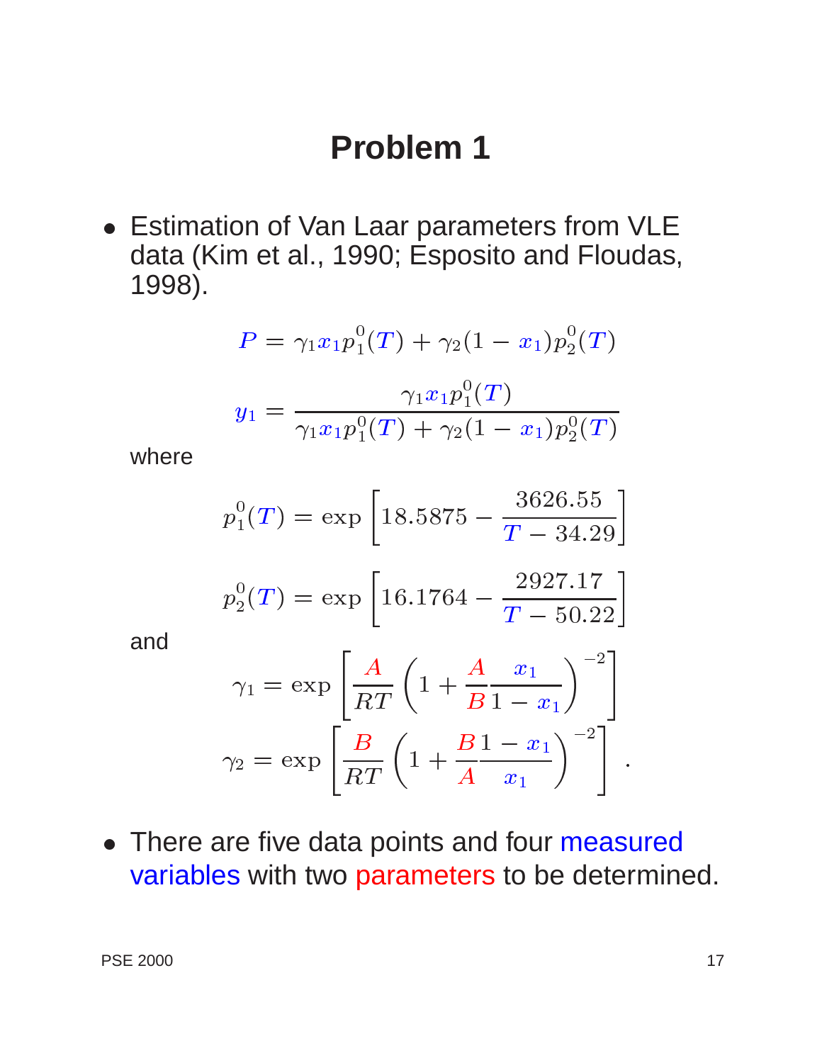# Problem 1

- Estimation of Van Laar parameters from VLE data (Kim et al., 1990; Esposito and Floudas, 1998).

$$P = \gamma_1 x_1 p_1^0(T) + \gamma_2(1 - x_1) p_2^0(T)$$

$$y_1 = \frac{\gamma_1 x_1 p_1^0(T)}{\gamma_1 x_1 p_1^0(T) + \gamma_2(1 - x_1) p_2^0(T)}$$

where

$$p_1^0(T) = \exp\left[18.5875 - \frac{3626.55}{T - 34.29}\right]$$

$$p_2^0(T) = \exp\left[16.1764 - \frac{2927.17}{T - 50.22}\right]$$

and

$$\gamma_1 = \exp\left[\frac{A}{RT}\left(1 + \frac{A}{B}\frac{x_1}{1 - x_1}\right)^{-2}\right]$$

$$\gamma_2 = \exp\left[\frac{B}{RT}\left(1 + \frac{B}{A}\frac{1 - x_1}{x_1}\right)^{-2}\right] .$$

- There are five data points and four measured variables with two parameters to be determined.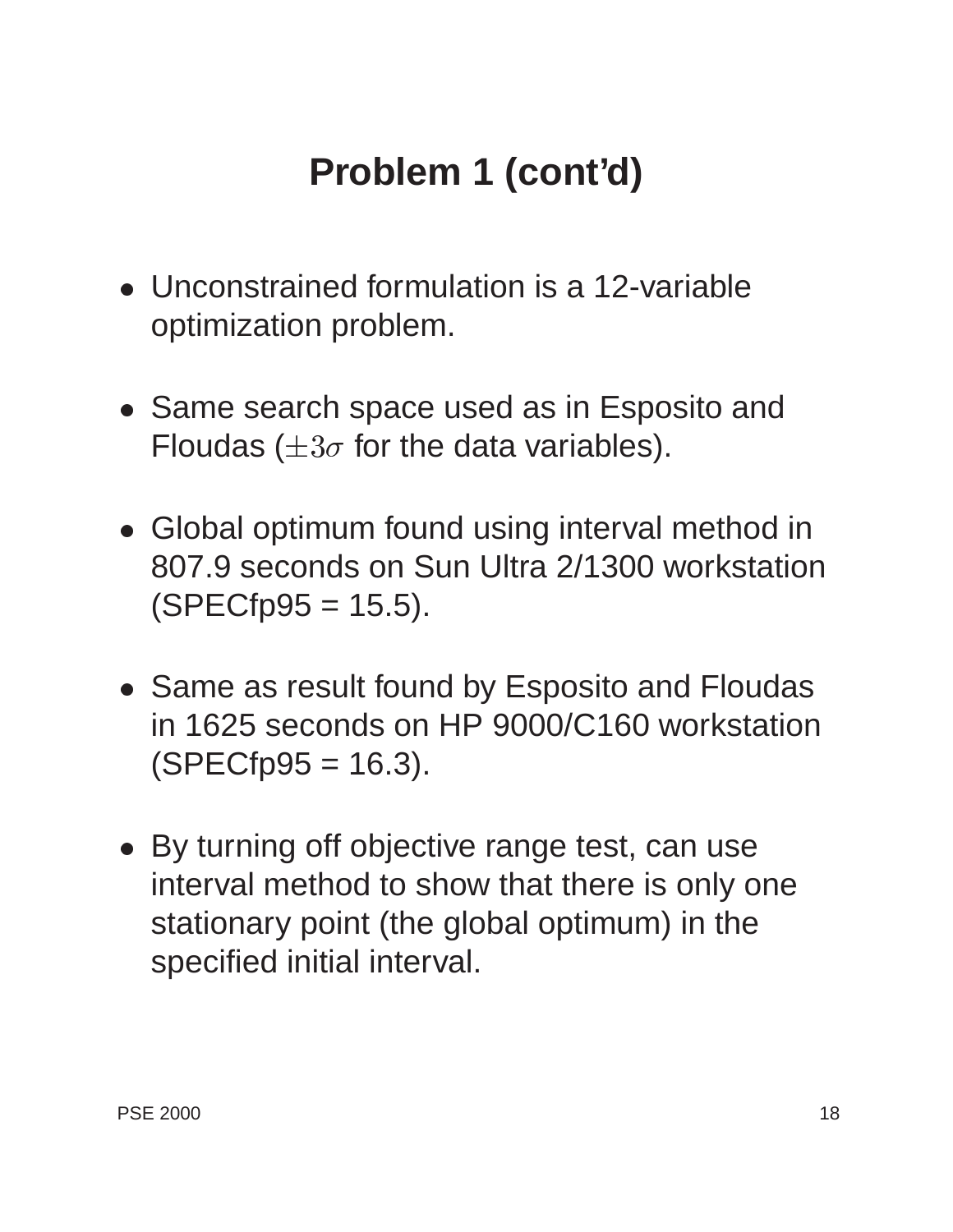# Problem 1 (cont'd)

- Unconstrained formulation is a 12-variable optimization problem.
- Same search space used as in Esposito and Floudas ($\pm 3\sigma$ for the data variables).
- Global optimum found using interval method in 807.9 seconds on Sun Ultra 2/1300 workstation (SPECfp95 = 15.5).
- Same as result found by Esposito and Floudas in 1625 seconds on HP 9000/C160 workstation (SPECfp95 = 16.3).
- By turning off objective range test, can use interval method to show that there is only one stationary point (the global optimum) in the specified initial interval.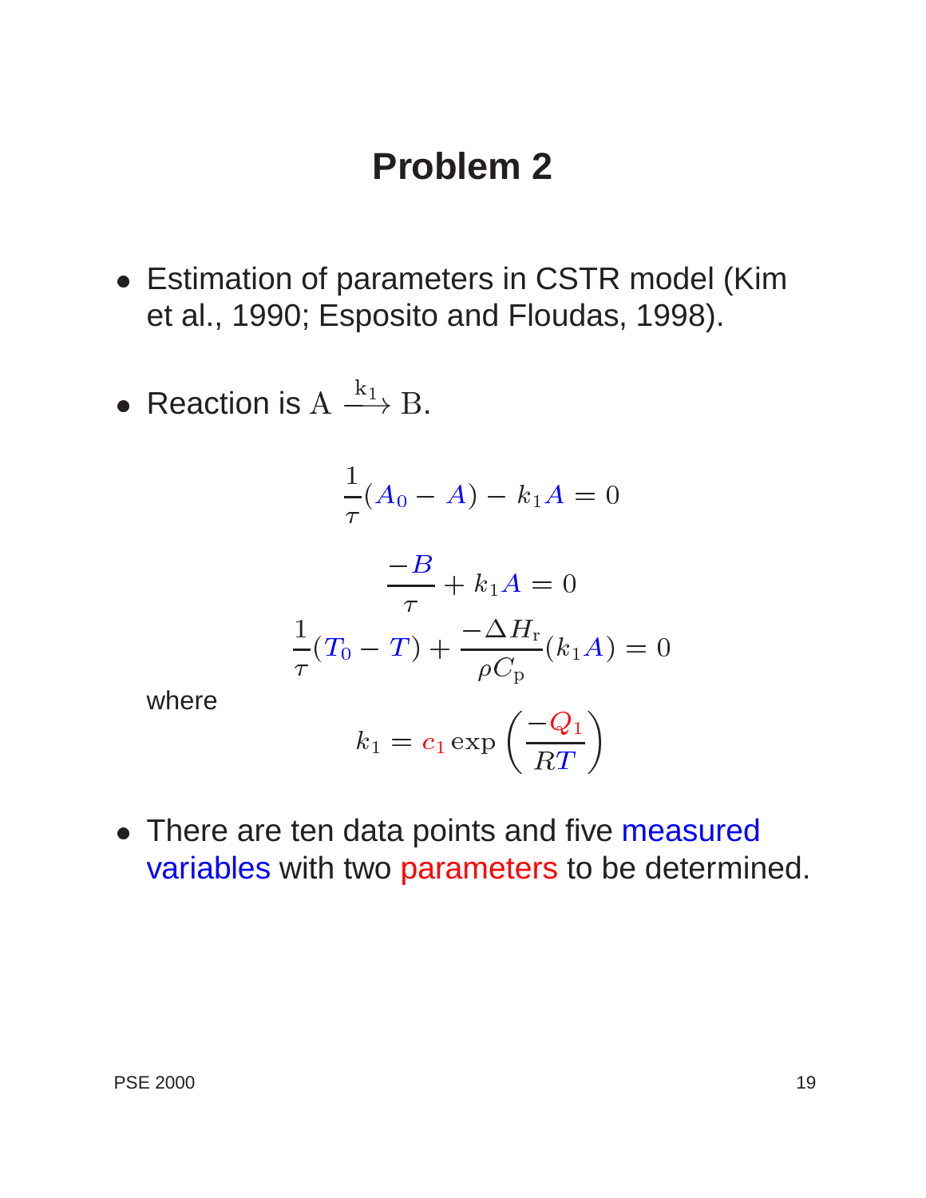# Problem 2

- Estimation of parameters in CSTR model (Kim et al., 1990; Esposito and Floudas, 1998).

- Reaction is $\mathrm{A} \xrightarrow{\mathrm{k_1}} \mathrm{B}$.

$$\frac{1}{\tau}(A_0 - A) - k_1 A = 0$$

$$\frac{-B}{\tau} + k_1 A = 0$$

$$\frac{1}{\tau}(T_0 - T) + \frac{-\Delta H_\mathrm{r}}{\rho C_\mathrm{p}}(k_1 A) = 0$$

where

$$k_1 = c_1 \exp\left(\frac{-Q_1}{RT}\right)$$

- There are ten data points and five measured variables with two parameters to be determined.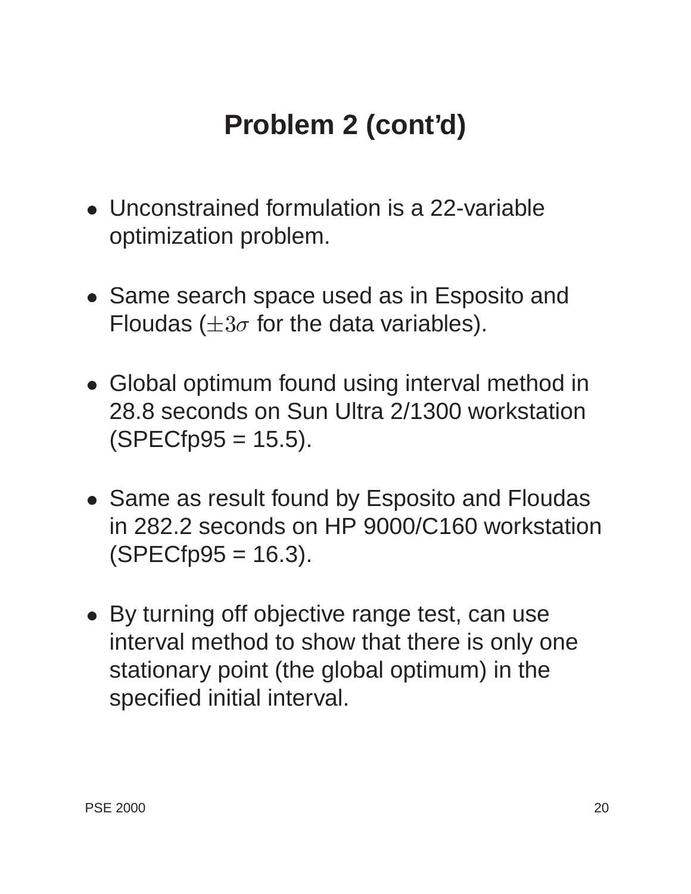# Problem 2 (cont'd)

- Unconstrained formulation is a 22-variable optimization problem.
- Same search space used as in Esposito and Floudas ($\pm 3\sigma$ for the data variables).
- Global optimum found using interval method in 28.8 seconds on Sun Ultra 2/1300 workstation (SPECfp95 = 15.5).
- Same as result found by Esposito and Floudas in 282.2 seconds on HP 9000/C160 workstation (SPECfp95 = 16.3).
- By turning off objective range test, can use interval method to show that there is only one stationary point (the global optimum) in the specified initial interval.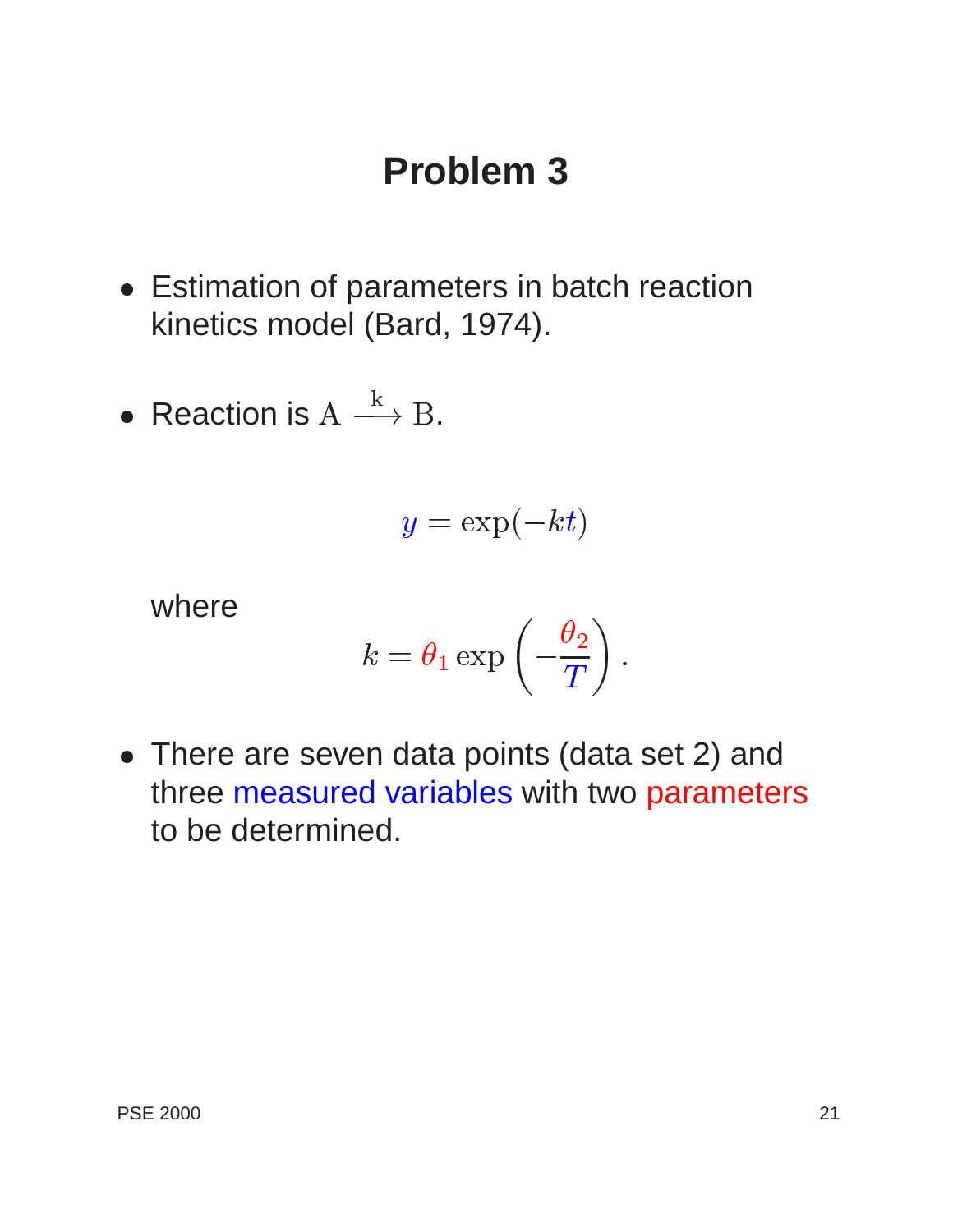# Problem 3

- Estimation of parameters in batch reaction kinetics model (Bard, 1974).
- Reaction is $\mathrm{A} \xrightarrow{\mathrm{k}} \mathrm{B}$.

$$y = \exp(-kt)$$

where

$$k = \theta_1 \exp\left(-\frac{\theta_2}{T}\right).$$

- There are seven data points (data set 2) and three measured variables with two parameters to be determined.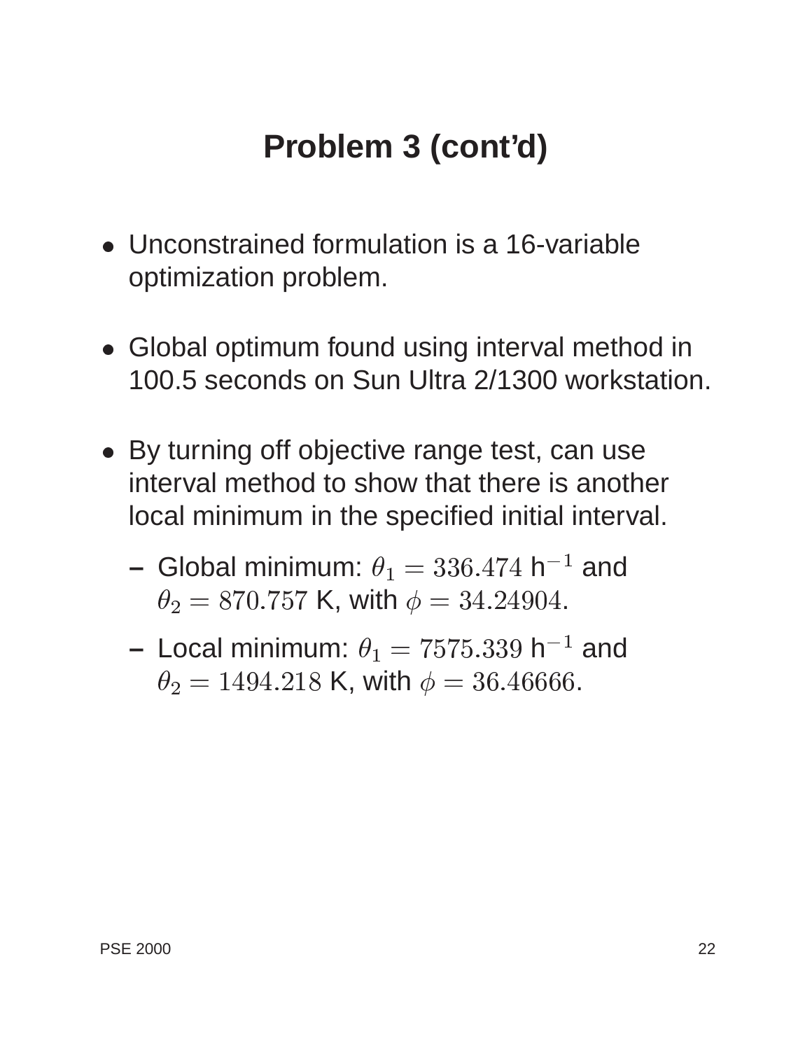# Problem 3 (cont'd)

- Unconstrained formulation is a 16-variable optimization problem.

- Global optimum found using interval method in 100.5 seconds on Sun Ultra 2/1300 workstation.

- By turning off objective range test, can use interval method to show that there is another local minimum in the specified initial interval.
  - Global minimum: $\theta_1 = 336.474$ h$^{-1}$ and $\theta_2 = 870.757$ K, with $\phi = 34.24904$.
  - Local minimum: $\theta_1 = 7575.339$ h$^{-1}$ and $\theta_2 = 1494.218$ K, with $\phi = 36.46666$.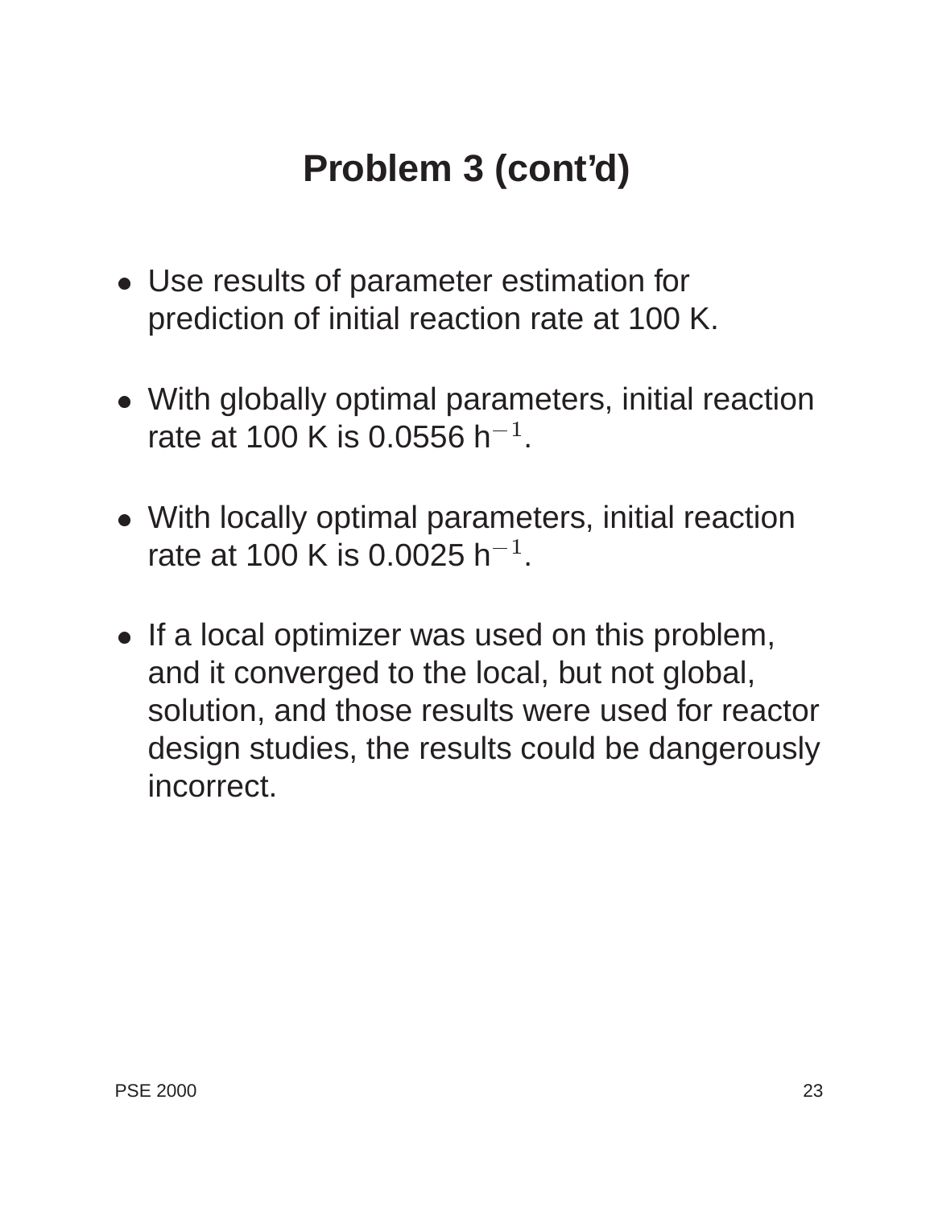# Problem 3 (cont'd)

- Use results of parameter estimation for prediction of initial reaction rate at 100 K.
- With globally optimal parameters, initial reaction rate at 100 K is 0.0556 $h^{-1}$.
- With locally optimal parameters, initial reaction rate at 100 K is 0.0025 $h^{-1}$.
- If a local optimizer was used on this problem, and it converged to the local, but not global, solution, and those results were used for reactor design studies, the results could be dangerously incorrect.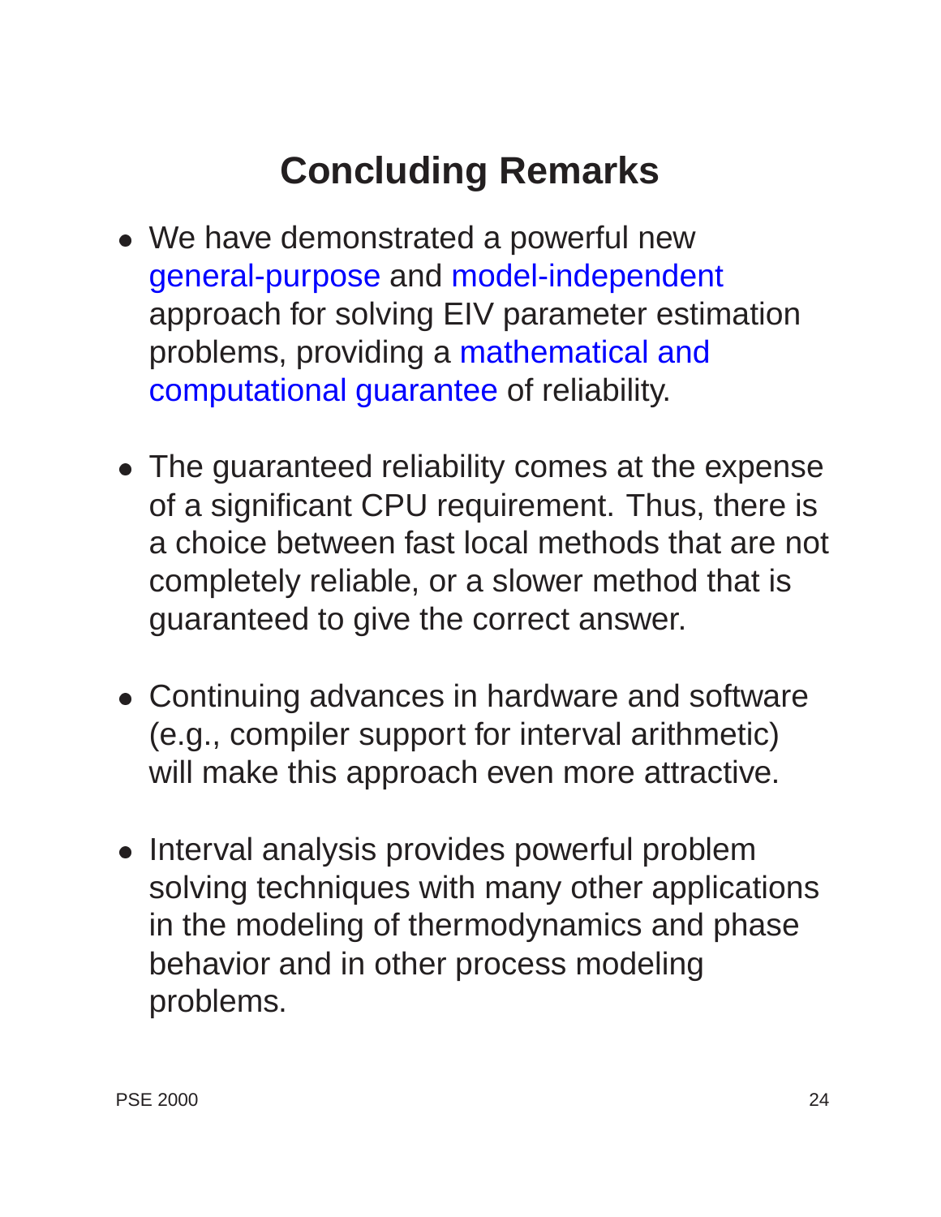# Concluding Remarks

- We have demonstrated a powerful new general-purpose and model-independent approach for solving EIV parameter estimation problems, providing a mathematical and computational guarantee of reliability.

- The guaranteed reliability comes at the expense of a significant CPU requirement. Thus, there is a choice between fast local methods that are not completely reliable, or a slower method that is guaranteed to give the correct answer.

- Continuing advances in hardware and software (e.g., compiler support for interval arithmetic) will make this approach even more attractive.

- Interval analysis provides powerful problem solving techniques with many other applications in the modeling of thermodynamics and phase behavior and in other process modeling problems.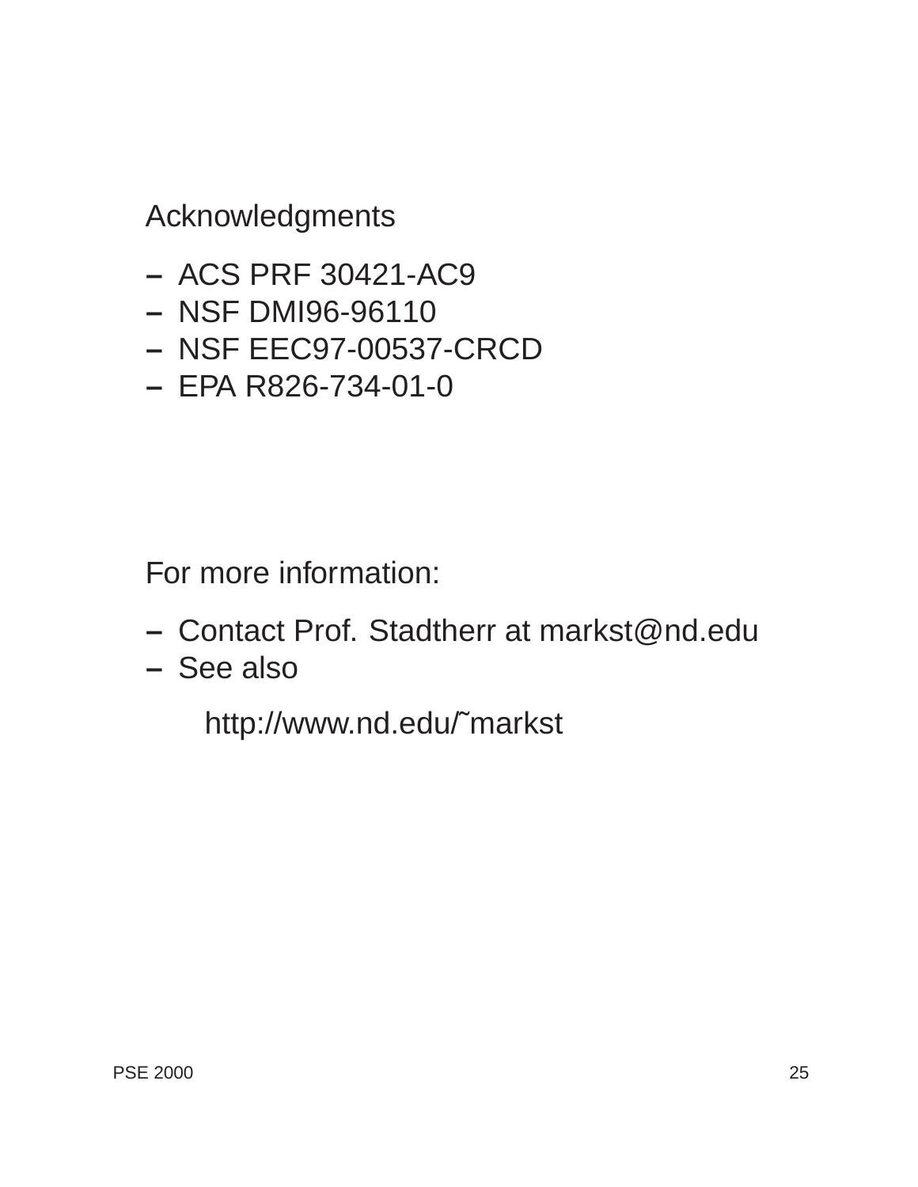## Acknowledgments

- ACS PRF 30421-AC9
- NSF DMI96-96110
- NSF EEC97-00537-CRCD
- EPA R826-734-01-0

## For more information:

- Contact Prof. Stadtherr at markst@nd.edu
- See also

  http://www.nd.edu/˜markst